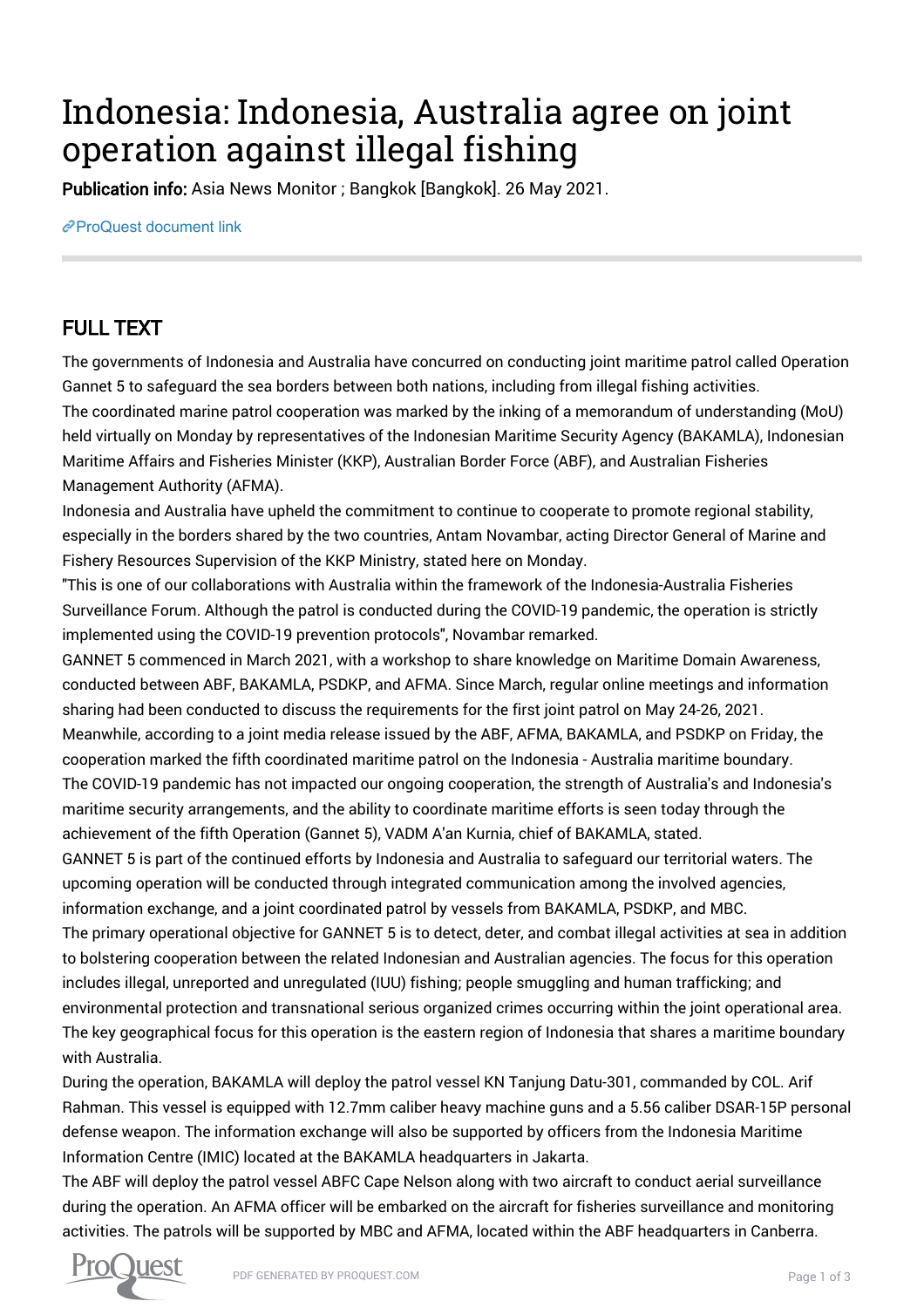# Indonesia: Indonesia, Australia agree on joint operation against illegal fishing

**Publication info:** Asia News Monitor ; Bangkok [Bangkok]. 26 May 2021.

ProQuest document link

## FULL TEXT

The governments of Indonesia and Australia have concurred on conducting joint maritime patrol called Operation Gannet 5 to safeguard the sea borders between both nations, including from illegal fishing activities.

The coordinated marine patrol cooperation was marked by the inking of a memorandum of understanding (MoU) held virtually on Monday by representatives of the Indonesian Maritime Security Agency (BAKAMLA), Indonesian Maritime Affairs and Fisheries Minister (KKP), Australian Border Force (ABF), and Australian Fisheries Management Authority (AFMA).

Indonesia and Australia have upheld the commitment to continue to cooperate to promote regional stability, especially in the borders shared by the two countries, Antam Novambar, acting Director General of Marine and Fishery Resources Supervision of the KKP Ministry, stated here on Monday.

"This is one of our collaborations with Australia within the framework of the Indonesia-Australia Fisheries Surveillance Forum. Although the patrol is conducted during the COVID-19 pandemic, the operation is strictly implemented using the COVID-19 prevention protocols", Novambar remarked.

GANNET 5 commenced in March 2021, with a workshop to share knowledge on Maritime Domain Awareness, conducted between ABF, BAKAMLA, PSDKP, and AFMA. Since March, regular online meetings and information sharing had been conducted to discuss the requirements for the first joint patrol on May 24-26, 2021.

Meanwhile, according to a joint media release issued by the ABF, AFMA, BAKAMLA, and PSDKP on Friday, the cooperation marked the fifth coordinated maritime patrol on the Indonesia - Australia maritime boundary.

The COVID-19 pandemic has not impacted our ongoing cooperation, the strength of Australia's and Indonesia's maritime security arrangements, and the ability to coordinate maritime efforts is seen today through the achievement of the fifth Operation (Gannet 5), VADM A'an Kurnia, chief of BAKAMLA, stated.

GANNET 5 is part of the continued efforts by Indonesia and Australia to safeguard our territorial waters. The upcoming operation will be conducted through integrated communication among the involved agencies, information exchange, and a joint coordinated patrol by vessels from BAKAMLA, PSDKP, and MBC.

The primary operational objective for GANNET 5 is to detect, deter, and combat illegal activities at sea in addition to bolstering cooperation between the related Indonesian and Australian agencies. The focus for this operation includes illegal, unreported and unregulated (IUU) fishing; people smuggling and human trafficking; and environmental protection and transnational serious organized crimes occurring within the joint operational area.

The key geographical focus for this operation is the eastern region of Indonesia that shares a maritime boundary with Australia.

During the operation, BAKAMLA will deploy the patrol vessel KN Tanjung Datu-301, commanded by COL. Arif Rahman. This vessel is equipped with 12.7mm caliber heavy machine guns and a 5.56 caliber DSAR-15P personal defense weapon. The information exchange will also be supported by officers from the Indonesia Maritime Information Centre (IMIC) located at the BAKAMLA headquarters in Jakarta.

The ABF will deploy the patrol vessel ABFC Cape Nelson along with two aircraft to conduct aerial surveillance during the operation. An AFMA officer will be embarked on the aircraft for fisheries surveillance and monitoring activities. The patrols will be supported by MBC and AFMA, located within the ABF headquarters in Canberra.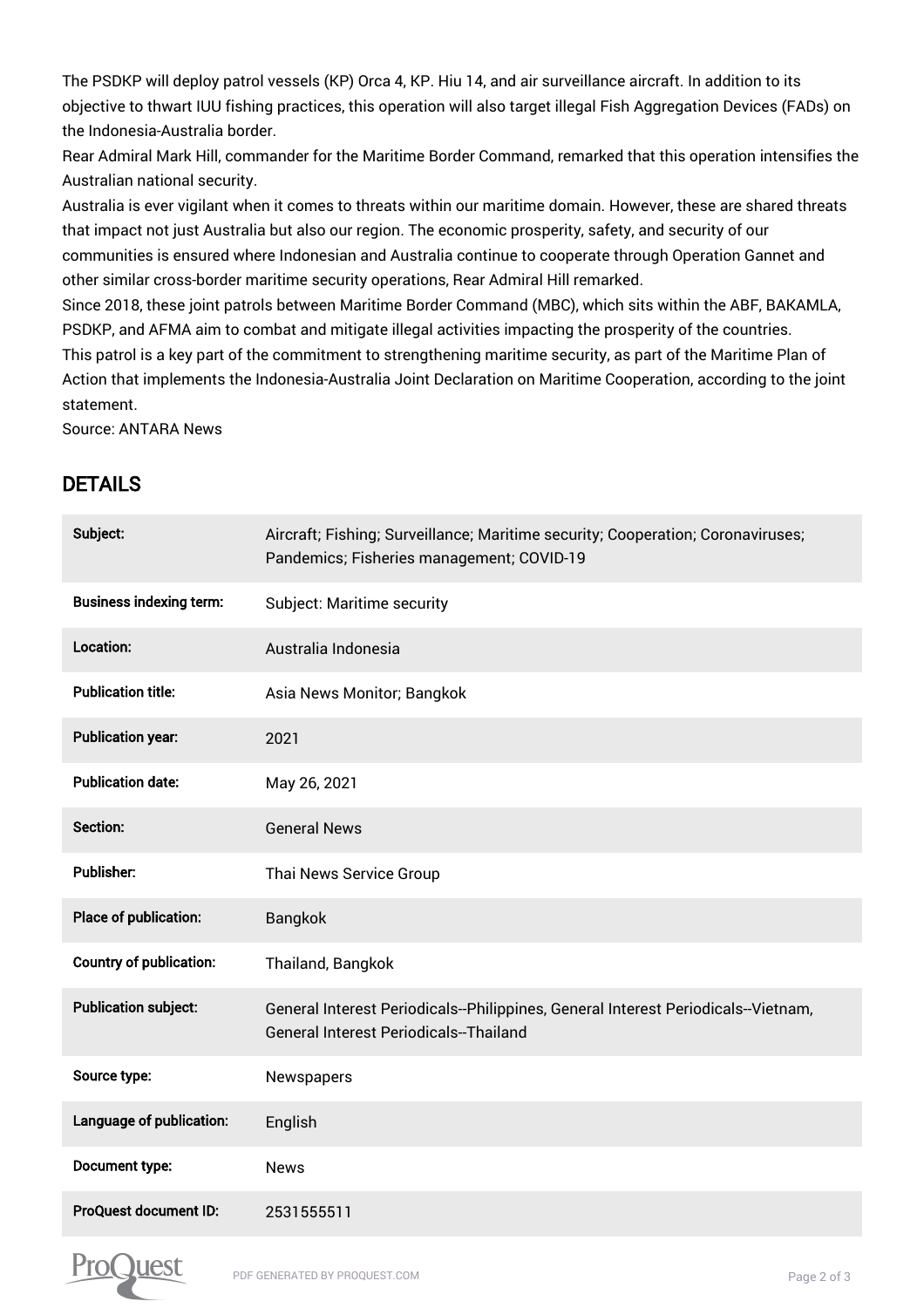The PSDKP will deploy patrol vessels (KP) Orca 4, KP. Hiu 14, and air surveillance aircraft. In addition to its objective to thwart IUU fishing practices, this operation will also target illegal Fish Aggregation Devices (FADs) on the Indonesia-Australia border.

Rear Admiral Mark Hill, commander for the Maritime Border Command, remarked that this operation intensifies the Australian national security.

Australia is ever vigilant when it comes to threats within our maritime domain. However, these are shared threats that impact not just Australia but also our region. The economic prosperity, safety, and security of our communities is ensured where Indonesian and Australia continue to cooperate through Operation Gannet and other similar cross-border maritime security operations, Rear Admiral Hill remarked.

Since 2018, these joint patrols between Maritime Border Command (MBC), which sits within the ABF, BAKAMLA, PSDKP, and AFMA aim to combat and mitigate illegal activities impacting the prosperity of the countries.

This patrol is a key part of the commitment to strengthening maritime security, as part of the Maritime Plan of Action that implements the Indonesia-Australia Joint Declaration on Maritime Cooperation, according to the joint statement.

Source: ANTARA News

## DETAILS

| | |
|---|---|
| **Subject:** | Aircraft; Fishing; Surveillance; Maritime security; Cooperation; Coronaviruses; Pandemics; Fisheries management; COVID-19 |
| **Business indexing term:** | Subject: Maritime security |
| **Location:** | Australia Indonesia |
| **Publication title:** | Asia News Monitor; Bangkok |
| **Publication year:** | 2021 |
| **Publication date:** | May 26, 2021 |
| **Section:** | General News |
| **Publisher:** | Thai News Service Group |
| **Place of publication:** | Bangkok |
| **Country of publication:** | Thailand, Bangkok |
| **Publication subject:** | General Interest Periodicals--Philippines, General Interest Periodicals--Vietnam, General Interest Periodicals--Thailand |
| **Source type:** | Newspapers |
| **Language of publication:** | English |
| **Document type:** | News |
| **ProQuest document ID:** | 2531555511 |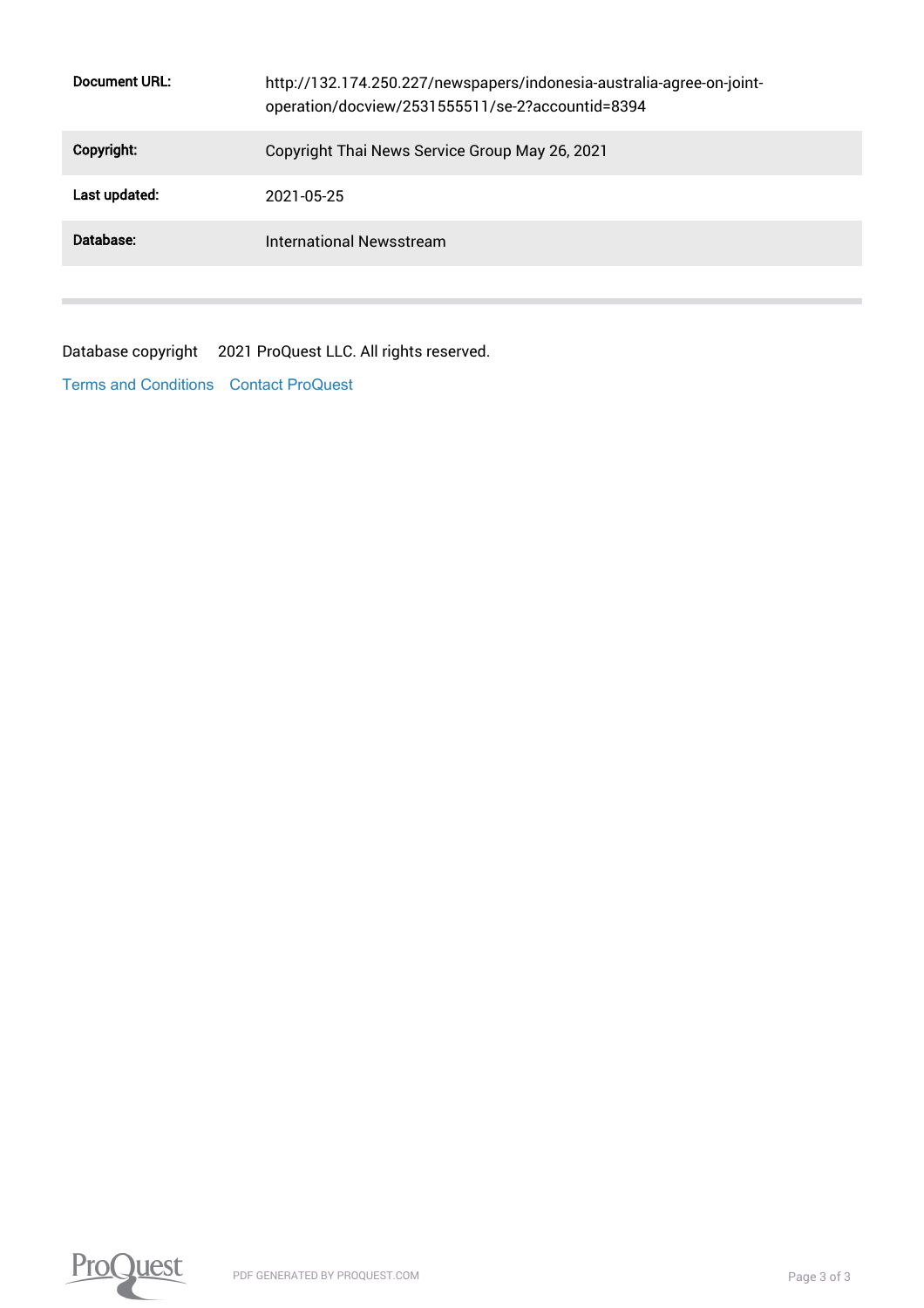| | |
|---|---|
| **Document URL:** | http://132.174.250.227/newspapers/indonesia-australia-agree-on-joint-operation/docview/2531555511/se-2?accountid=8394 |
| **Copyright:** | Copyright Thai News Service Group May 26, 2021 |
| **Last updated:** | 2021-05-25 |
| **Database:** | International Newsstream |

Database copyright 2021 ProQuest LLC. All rights reserved.

Terms and Conditions Contact ProQuest